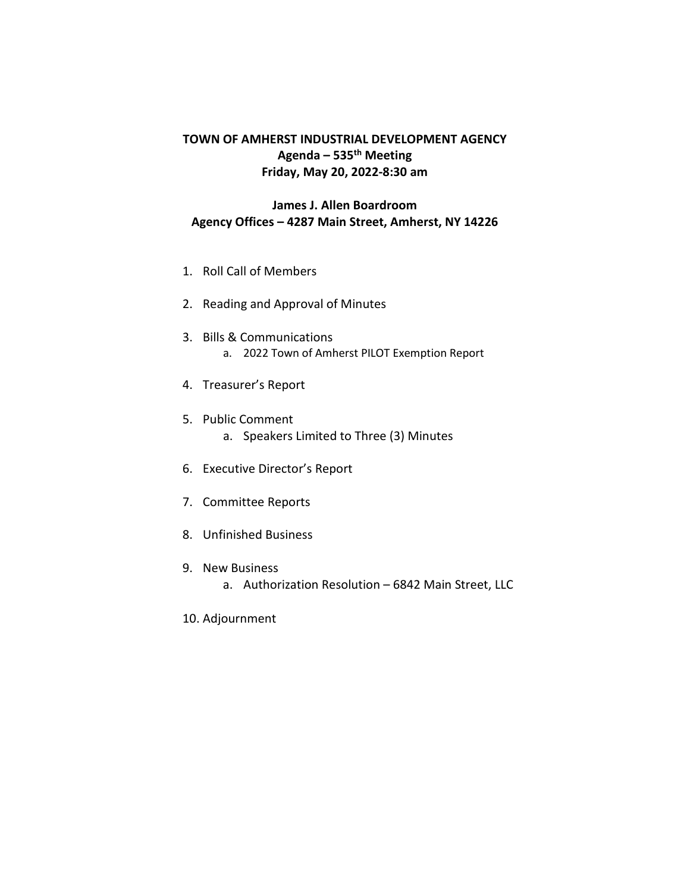**TOWN OF AMHERST INDUSTRIAL DEVELOPMENT AGENCY**
**Agenda – 535th Meeting**
**Friday, May 20, 2022-8:30 am**

**James J. Allen Boardroom**
**Agency Offices – 4287 Main Street, Amherst, NY 14226**

1. Roll Call of Members
2. Reading and Approval of Minutes
3. Bills & Communications
    a. 2022 Town of Amherst PILOT Exemption Report
4. Treasurer's Report
5. Public Comment
    a. Speakers Limited to Three (3) Minutes
6. Executive Director's Report
7. Committee Reports
8. Unfinished Business
9. New Business
    a. Authorization Resolution – 6842 Main Street, LLC
10. Adjournment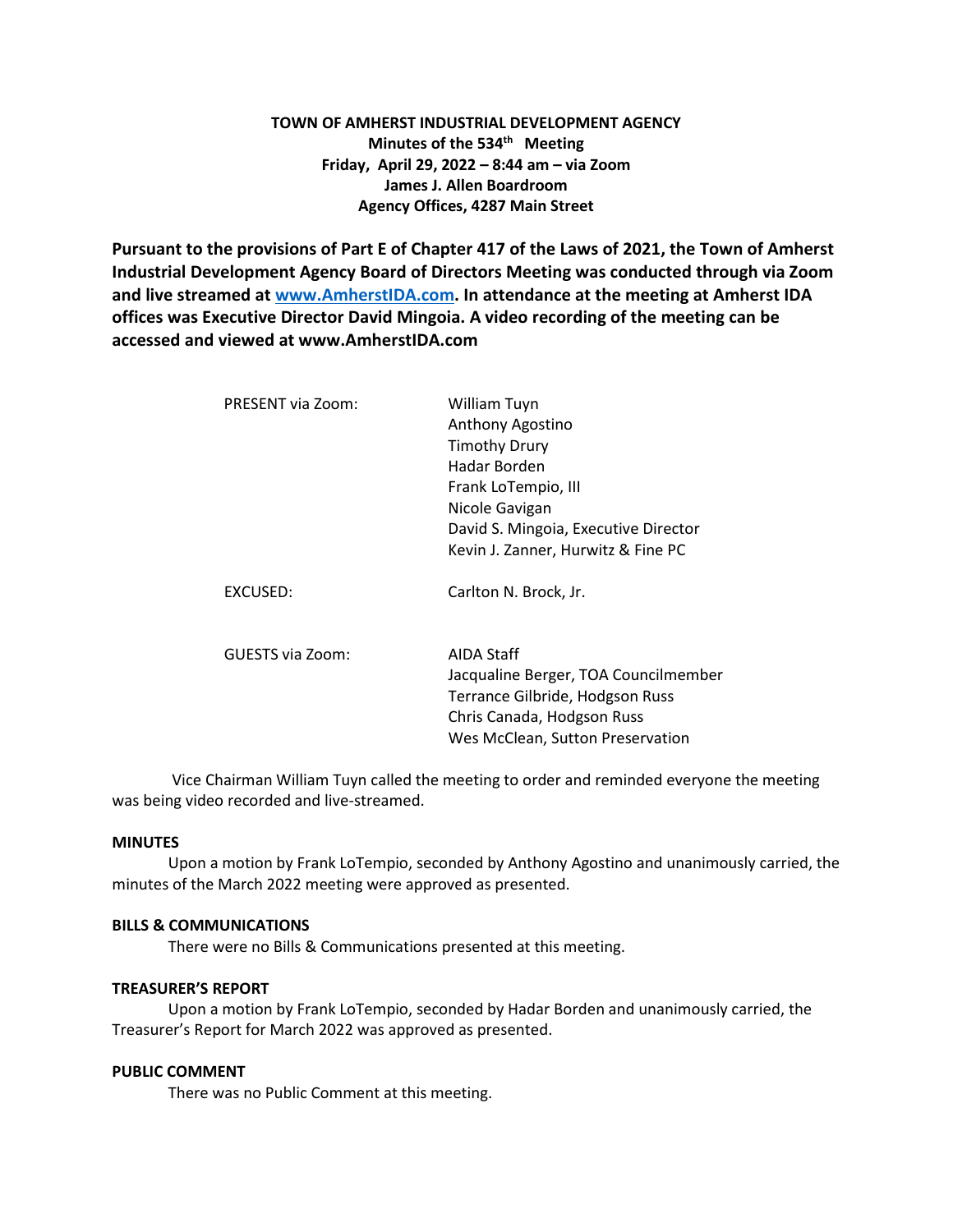**TOWN OF AMHERST INDUSTRIAL DEVELOPMENT AGENCY**
**Minutes of the 534th Meeting**
**Friday, April 29, 2022 – 8:44 am – via Zoom**
**James J. Allen Boardroom**
**Agency Offices, 4287 Main Street**

**Pursuant to the provisions of Part E of Chapter 417 of the Laws of 2021, the Town of Amherst Industrial Development Agency Board of Directors Meeting was conducted through via Zoom and live streamed at www.AmherstIDA.com. In attendance at the meeting at Amherst IDA offices was Executive Director David Mingoia. A video recording of the meeting can be accessed and viewed at www.AmherstIDA.com**

| | |
|---|---|
| PRESENT via Zoom: | William Tuyn<br>Anthony Agostino<br>Timothy Drury<br>Hadar Borden<br>Frank LoTempio, III<br>Nicole Gavigan<br>David S. Mingoia, Executive Director<br>Kevin J. Zanner, Hurwitz & Fine PC |
| EXCUSED: | Carlton N. Brock, Jr. |
| GUESTS via Zoom: | AIDA Staff<br>Jacqualine Berger, TOA Councilmember<br>Terrance Gilbride, Hodgson Russ<br>Chris Canada, Hodgson Russ<br>Wes McClean, Sutton Preservation |

Vice Chairman William Tuyn called the meeting to order and reminded everyone the meeting was being video recorded and live-streamed.

**MINUTES**

Upon a motion by Frank LoTempio, seconded by Anthony Agostino and unanimously carried, the minutes of the March 2022 meeting were approved as presented.

**BILLS & COMMUNICATIONS**

There were no Bills & Communications presented at this meeting.

**TREASURER'S REPORT**

Upon a motion by Frank LoTempio, seconded by Hadar Borden and unanimously carried, the Treasurer's Report for March 2022 was approved as presented.

**PUBLIC COMMENT**

There was no Public Comment at this meeting.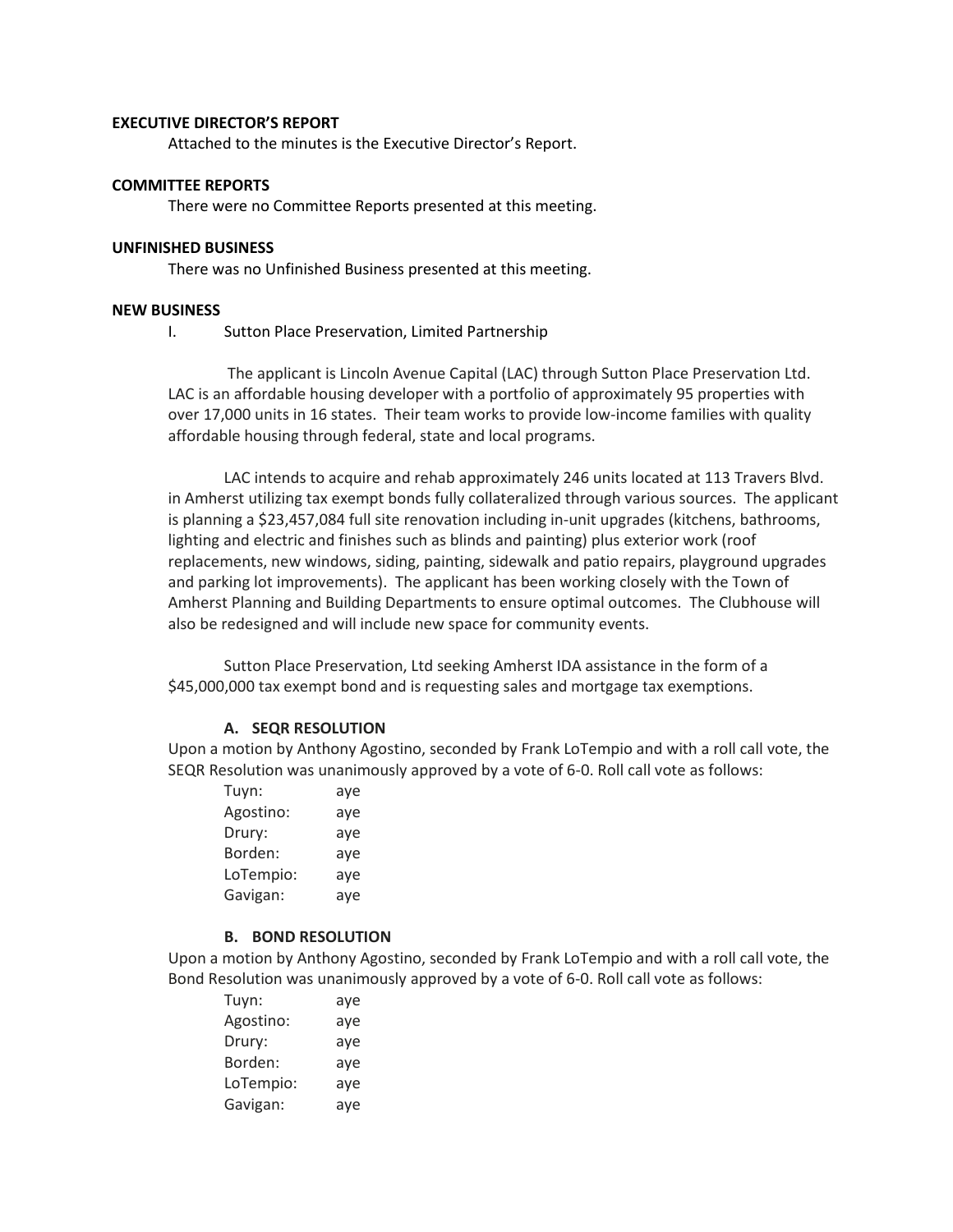**EXECUTIVE DIRECTOR'S REPORT**

Attached to the minutes is the Executive Director's Report.

**COMMITTEE REPORTS**

There were no Committee Reports presented at this meeting.

**UNFINISHED BUSINESS**

There was no Unfinished Business presented at this meeting.

**NEW BUSINESS**

I. Sutton Place Preservation, Limited Partnership

The applicant is Lincoln Avenue Capital (LAC) through Sutton Place Preservation Ltd. LAC is an affordable housing developer with a portfolio of approximately 95 properties with over 17,000 units in 16 states. Their team works to provide low-income families with quality affordable housing through federal, state and local programs.

LAC intends to acquire and rehab approximately 246 units located at 113 Travers Blvd. in Amherst utilizing tax exempt bonds fully collateralized through various sources. The applicant is planning a $23,457,084 full site renovation including in-unit upgrades (kitchens, bathrooms, lighting and electric and finishes such as blinds and painting) plus exterior work (roof replacements, new windows, siding, painting, sidewalk and patio repairs, playground upgrades and parking lot improvements). The applicant has been working closely with the Town of Amherst Planning and Building Departments to ensure optimal outcomes. The Clubhouse will also be redesigned and will include new space for community events.

Sutton Place Preservation, Ltd seeking Amherst IDA assistance in the form of a $45,000,000 tax exempt bond and is requesting sales and mortgage tax exemptions.

**A. SEQR RESOLUTION**

Upon a motion by Anthony Agostino, seconded by Frank LoTempio and with a roll call vote, the SEQR Resolution was unanimously approved by a vote of 6-0. Roll call vote as follows:

| | |
|---|---|
| Tuyn: | aye |
| Agostino: | aye |
| Drury: | aye |
| Borden: | aye |
| LoTempio: | aye |
| Gavigan: | aye |

**B. BOND RESOLUTION**

Upon a motion by Anthony Agostino, seconded by Frank LoTempio and with a roll call vote, the Bond Resolution was unanimously approved by a vote of 6-0. Roll call vote as follows:

| | |
|---|---|
| Tuyn: | aye |
| Agostino: | aye |
| Drury: | aye |
| Borden: | aye |
| LoTempio: | aye |
| Gavigan: | aye |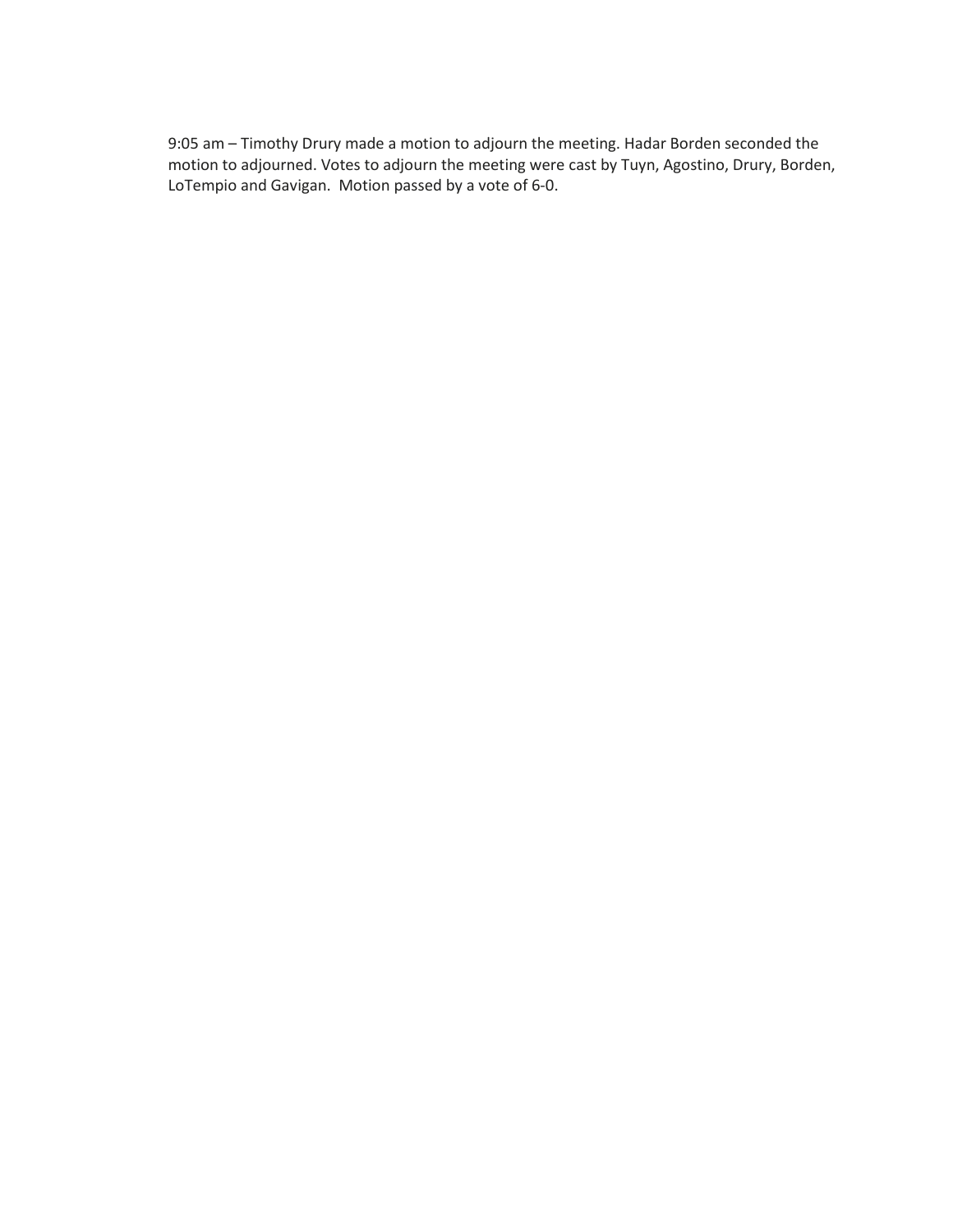9:05 am – Timothy Drury made a motion to adjourn the meeting. Hadar Borden seconded the motion to adjourned. Votes to adjourn the meeting were cast by Tuyn, Agostino, Drury, Borden, LoTempio and Gavigan. Motion passed by a vote of 6-0.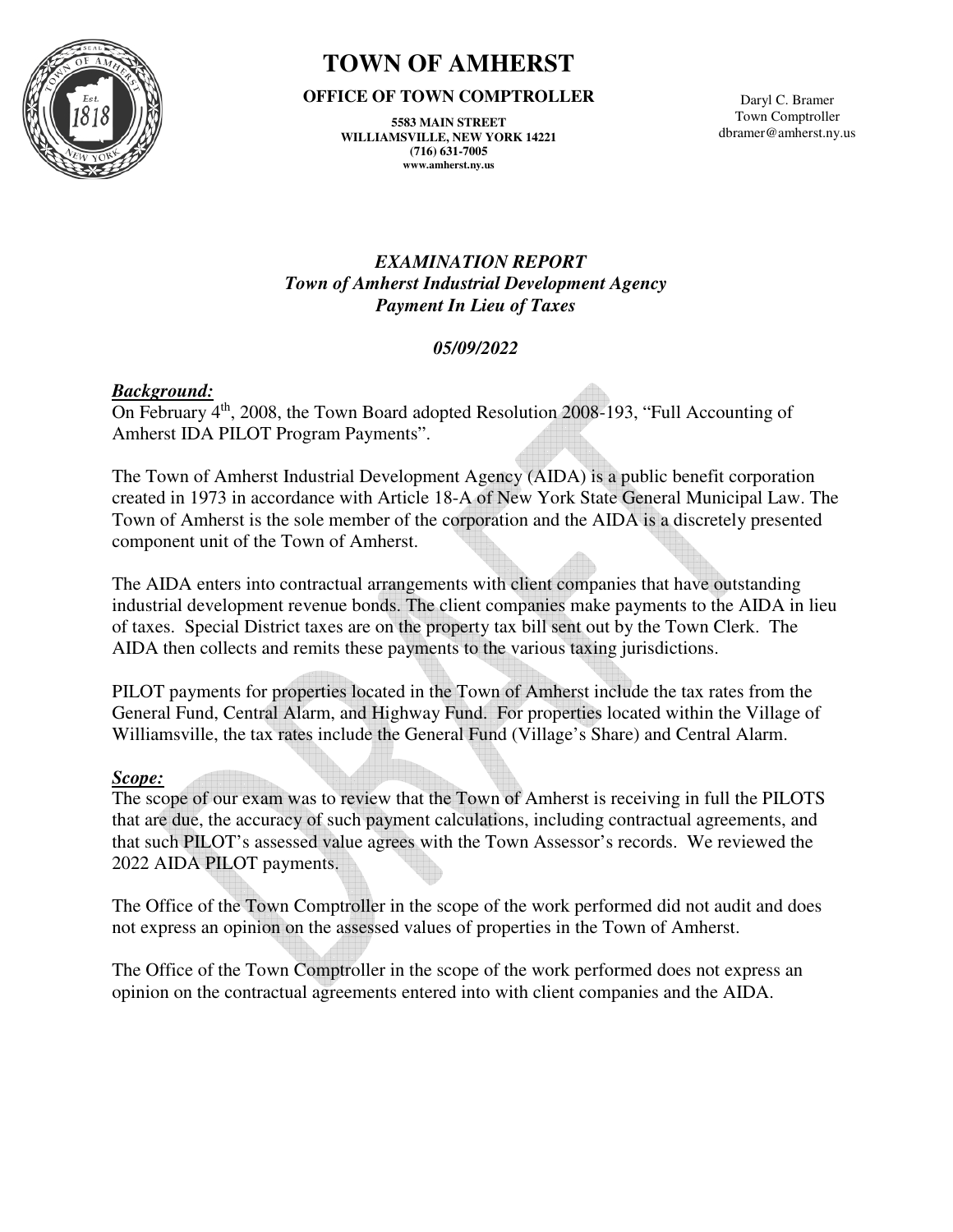# TOWN OF AMHERST

**OFFICE OF TOWN COMPTROLLER**

**5583 MAIN STREET**
**WILLIAMSVILLE, NEW YORK 14221**
**(716) 631-7005**
**www.amherst.ny.us**

Daryl C. Bramer
Town Comptroller
dbramer@amherst.ny.us

## *EXAMINATION REPORT*
## *Town of Amherst Industrial Development Agency*
## *Payment In Lieu of Taxes*

***05/09/2022***

***Background:***

On February 4th, 2008, the Town Board adopted Resolution 2008-193, "Full Accounting of Amherst IDA PILOT Program Payments".

The Town of Amherst Industrial Development Agency (AIDA) is a public benefit corporation created in 1973 in accordance with Article 18-A of New York State General Municipal Law. The Town of Amherst is the sole member of the corporation and the AIDA is a discretely presented component unit of the Town of Amherst.

The AIDA enters into contractual arrangements with client companies that have outstanding industrial development revenue bonds. The client companies make payments to the AIDA in lieu of taxes. Special District taxes are on the property tax bill sent out by the Town Clerk. The AIDA then collects and remits these payments to the various taxing jurisdictions.

PILOT payments for properties located in the Town of Amherst include the tax rates from the General Fund, Central Alarm, and Highway Fund. For properties located within the Village of Williamsville, the tax rates include the General Fund (Village's Share) and Central Alarm.

***Scope:***

The scope of our exam was to review that the Town of Amherst is receiving in full the PILOTS that are due, the accuracy of such payment calculations, including contractual agreements, and that such PILOT's assessed value agrees with the Town Assessor's records. We reviewed the 2022 AIDA PILOT payments.

The Office of the Town Comptroller in the scope of the work performed did not audit and does not express an opinion on the assessed values of properties in the Town of Amherst.

The Office of the Town Comptroller in the scope of the work performed does not express an opinion on the contractual agreements entered into with client companies and the AIDA.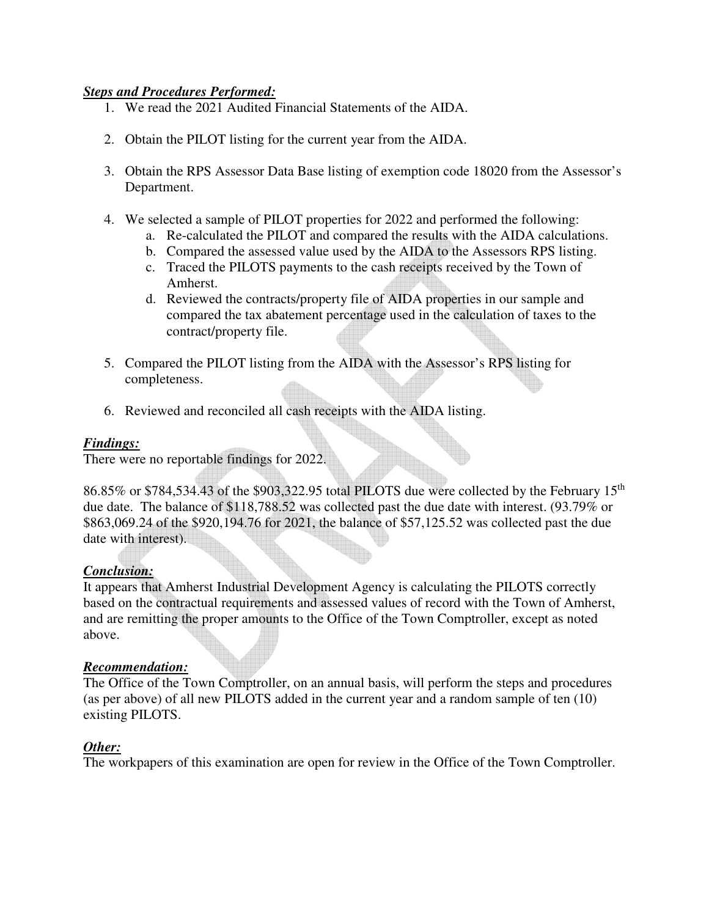***Steps and Procedures Performed:***

1. We read the 2021 Audited Financial Statements of the AIDA.

2. Obtain the PILOT listing for the current year from the AIDA.

3. Obtain the RPS Assessor Data Base listing of exemption code 18020 from the Assessor's Department.

4. We selected a sample of PILOT properties for 2022 and performed the following:
   a. Re-calculated the PILOT and compared the results with the AIDA calculations.
   b. Compared the assessed value used by the AIDA to the Assessors RPS listing.
   c. Traced the PILOTS payments to the cash receipts received by the Town of Amherst.
   d. Reviewed the contracts/property file of AIDA properties in our sample and compared the tax abatement percentage used in the calculation of taxes to the contract/property file.

5. Compared the PILOT listing from the AIDA with the Assessor's RPS listing for completeness.

6. Reviewed and reconciled all cash receipts with the AIDA listing.

***Findings:***

There were no reportable findings for 2022.

86.85% or $784,534.43 of the $903,322.95 total PILOTS due were collected by the February 15th due date. The balance of $118,788.52 was collected past the due date with interest. (93.79% or $863,069.24 of the $920,194.76 for 2021, the balance of $57,125.52 was collected past the due date with interest).

***Conclusion:***

It appears that Amherst Industrial Development Agency is calculating the PILOTS correctly based on the contractual requirements and assessed values of record with the Town of Amherst, and are remitting the proper amounts to the Office of the Town Comptroller, except as noted above.

***Recommendation:***

The Office of the Town Comptroller, on an annual basis, will perform the steps and procedures (as per above) of all new PILOTS added in the current year and a random sample of ten (10) existing PILOTS.

***Other:***

The workpapers of this examination are open for review in the Office of the Town Comptroller.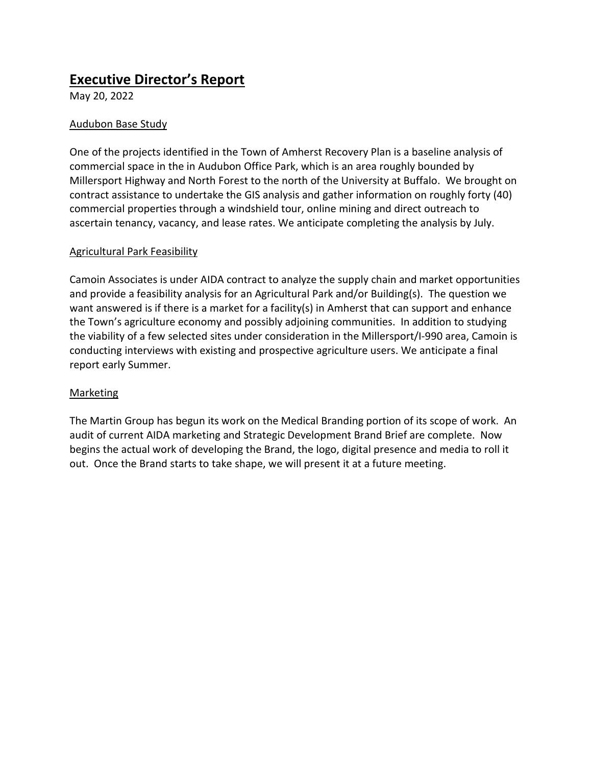# Executive Director's Report

May 20, 2022

## Audubon Base Study

One of the projects identified in the Town of Amherst Recovery Plan is a baseline analysis of commercial space in the in Audubon Office Park, which is an area roughly bounded by Millersport Highway and North Forest to the north of the University at Buffalo. We brought on contract assistance to undertake the GIS analysis and gather information on roughly forty (40) commercial properties through a windshield tour, online mining and direct outreach to ascertain tenancy, vacancy, and lease rates. We anticipate completing the analysis by July.

## Agricultural Park Feasibility

Camoin Associates is under AIDA contract to analyze the supply chain and market opportunities and provide a feasibility analysis for an Agricultural Park and/or Building(s). The question we want answered is if there is a market for a facility(s) in Amherst that can support and enhance the Town's agriculture economy and possibly adjoining communities. In addition to studying the viability of a few selected sites under consideration in the Millersport/I-990 area, Camoin is conducting interviews with existing and prospective agriculture users. We anticipate a final report early Summer.

## Marketing

The Martin Group has begun its work on the Medical Branding portion of its scope of work. An audit of current AIDA marketing and Strategic Development Brand Brief are complete. Now begins the actual work of developing the Brand, the logo, digital presence and media to roll it out. Once the Brand starts to take shape, we will present it at a future meeting.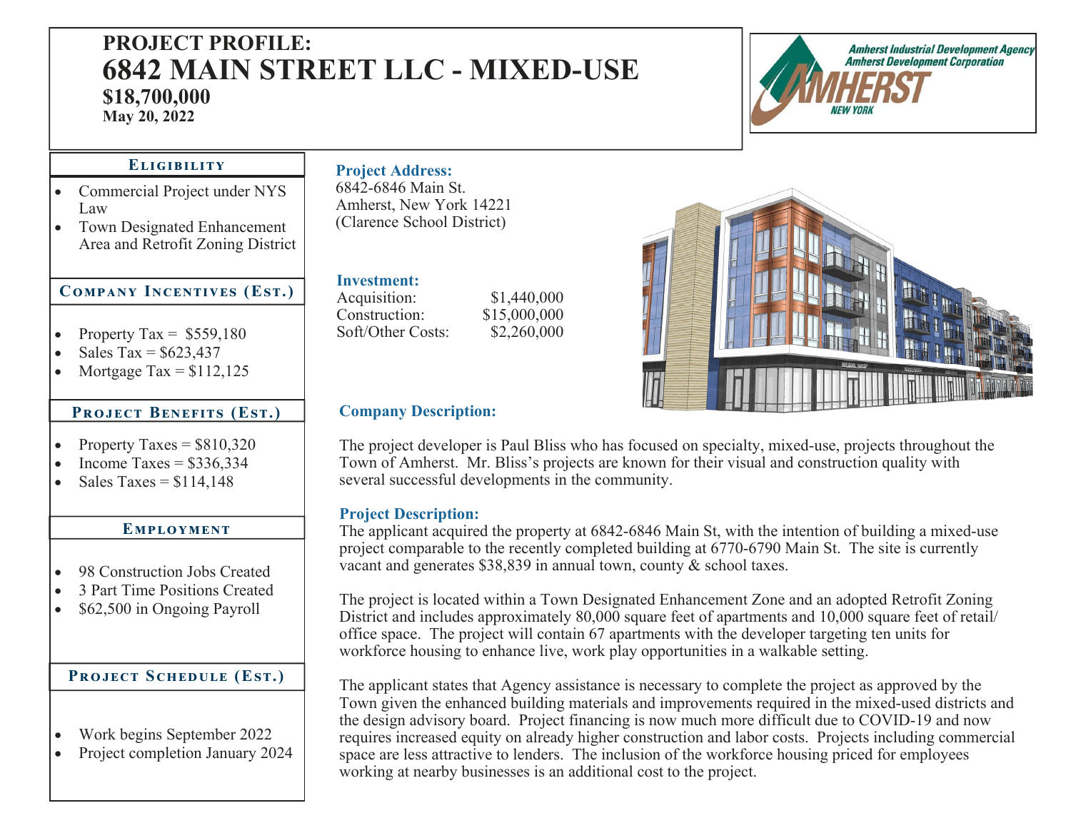# PROJECT PROFILE:
# 6842 MAIN STREET LLC - MIXED-USE
**$18,700,000**
**May 20, 2022**

Amherst Industrial Development Agency
Amherst Development Corporation
AMHERST NEW YORK

## Eligibility

- Commercial Project under NYS Law
- Town Designated Enhancement Area and Retrofit Zoning District

## Company Incentives (Est.)

- Property Tax = $559,180
- Sales Tax = $623,437
- Mortgage Tax = $112,125

## Project Benefits (Est.)

- Property Taxes = $810,320
- Income Taxes = $336,334
- Sales Taxes = $114,148

## Employment

- 98 Construction Jobs Created
- 3 Part Time Positions Created
- $62,500 in Ongoing Payroll

## Project Schedule (Est.)

- Work begins September 2022
- Project completion January 2024

### Project Address:

6842-6846 Main St.
Amherst, New York 14221
(Clarence School District)

### Investment:

| | |
|---|---|
| Acquisition: | $1,440,000 |
| Construction: | $15,000,000 |
| Soft/Other Costs: | $2,260,000 |

### Company Description:

The project developer is Paul Bliss who has focused on specialty, mixed-use, projects throughout the Town of Amherst. Mr. Bliss's projects are known for their visual and construction quality with several successful developments in the community.

### Project Description:

The applicant acquired the property at 6842-6846 Main St, with the intention of building a mixed-use project comparable to the recently completed building at 6770-6790 Main St. The site is currently vacant and generates $38,839 in annual town, county & school taxes.

The project is located within a Town Designated Enhancement Zone and an adopted Retrofit Zoning District and includes approximately 80,000 square feet of apartments and 10,000 square feet of retail/office space. The project will contain 67 apartments with the developer targeting ten units for workforce housing to enhance live, work play opportunities in a walkable setting.

The applicant states that Agency assistance is necessary to complete the project as approved by the Town given the enhanced building materials and improvements required in the mixed-used districts and the design advisory board. Project financing is now much more difficult due to COVID-19 and now requires increased equity on already higher construction and labor costs. Projects including commercial space are less attractive to lenders. The inclusion of the workforce housing priced for employees working at nearby businesses is an additional cost to the project.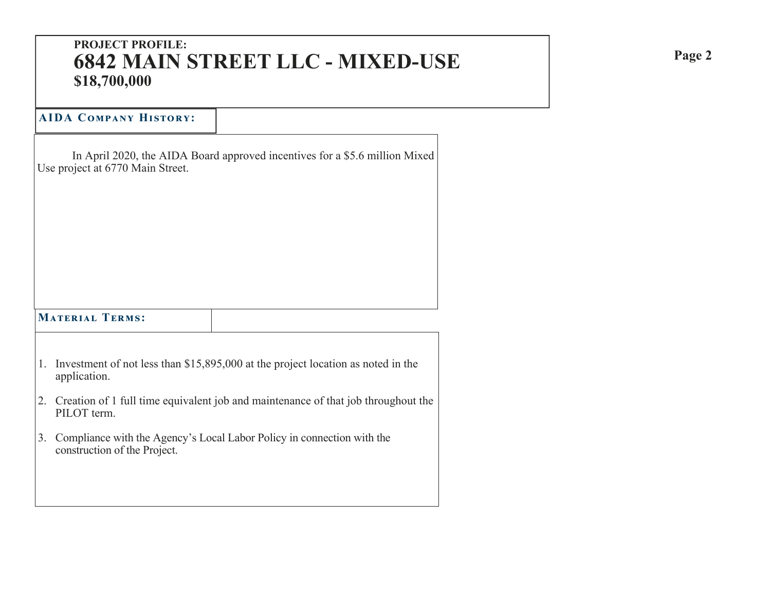**PROJECT PROFILE:**

# 6842 MAIN STREET LLC - MIXED-USE

**$18,700,000**

## AIDA Company History:

In April 2020, the AIDA Board approved incentives for a $5.6 million Mixed Use project at 6770 Main Street.

## Material Terms:

1. Investment of not less than $15,895,000 at the project location as noted in the application.
2. Creation of 1 full time equivalent job and maintenance of that job throughout the PILOT term.
3. Compliance with the Agency's Local Labor Policy in connection with the construction of the Project.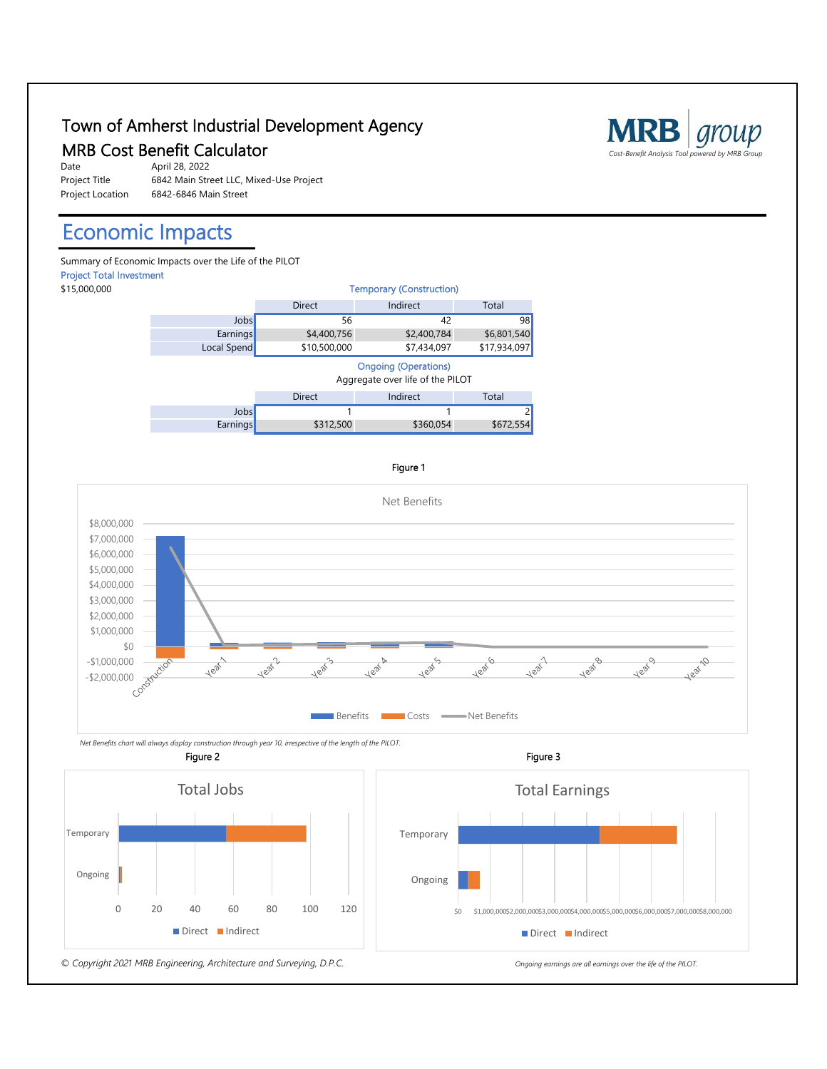# Town of Amherst Industrial Development Agency

## MRB Cost Benefit Calculator

MRB group
*Cost-Benefit Analysis Tool powered by MRB Group*

| | |
|---|---|
| Date | April 28, 2022 |
| Project Title | 6842 Main Street LLC, Mixed-Use Project |
| Project Location | 6842-6846 Main Street |

# Economic Impacts

Summary of Economic Impacts over the Life of the PILOT

Project Total Investment

$15,000,000

Temporary (Construction)

| | Direct | Indirect | Total |
|---|---|---|---|
| Jobs | 56 | 42 | 98 |
| Earnings | $4,400,756 | $2,400,784 | $6,801,540 |
| Local Spend | $10,500,000 | $7,434,097 | $17,934,097 |

Ongoing (Operations)

Aggregate over life of the PILOT

| | Direct | Indirect | Total |
|---|---|---|---|
| Jobs | 1 | 1 | 2 |
| Earnings | $312,500 | $360,054 | $672,554 |

Figure 1

Net Benefits

*Net Benefits chart will always display construction through year 10, irrespective of the length of the PILOT.*

Figure 2

Total Jobs

Figure 3

Total Earnings

*Ongoing earnings are all earnings over the life of the PILOT.*

*© Copyright 2021 MRB Engineering, Architecture and Surveying, D.P.C.*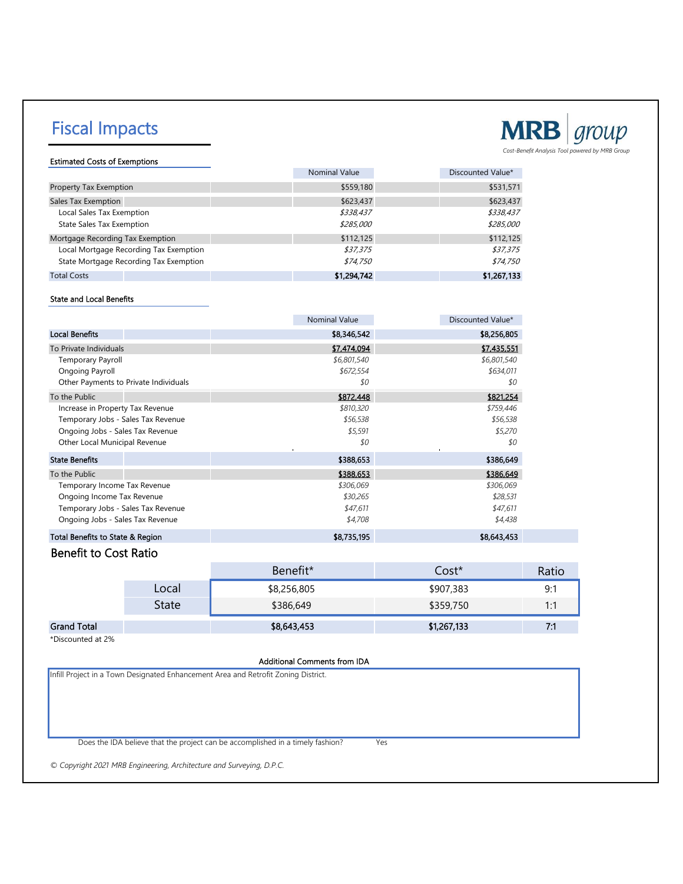# Fiscal Impacts

MRB group
*Cost-Benefit Analysis Tool powered by MRB Group*

### Estimated Costs of Exemptions

| | Nominal Value | Discounted Value* |
|---|---|---|
| Property Tax Exemption | $559,180 | $531,571 |
| Sales Tax Exemption | $623,437 | $623,437 |
| Local Sales Tax Exemption | *$338,437* | *$338,437* |
| State Sales Tax Exemption | *$285,000* | *$285,000* |
| Mortgage Recording Tax Exemption | $112,125 | $112,125 |
| Local Mortgage Recording Tax Exemption | *$37,375* | *$37,375* |
| State Mortgage Recording Tax Exemption | *$74,750* | *$74,750* |
| Total Costs | **$1,294,742** | **$1,267,133** |

### State and Local Benefits

| | Nominal Value | Discounted Value* |
|---|---|---|
| **Local Benefits** | **$8,346,542** | **$8,256,805** |
| To Private Individuals | $7,474,094 | $7,435,551 |
| Temporary Payroll | *$6,801,540* | *$6,801,540* |
| Ongoing Payroll | *$672,554* | *$634,011* |
| Other Payments to Private Individuals | *$0* | *$0* |
| To the Public | $872,448 | $821,254 |
| Increase in Property Tax Revenue | *$810,320* | *$759,446* |
| Temporary Jobs - Sales Tax Revenue | *$56,538* | *$56,538* |
| Ongoing Jobs - Sales Tax Revenue | *$5,591* | *$5,270* |
| Other Local Municipal Revenue | *$0* | *$0* |
| **State Benefits** | **$388,653** | **$386,649** |
| To the Public | $388,653 | $386,649 |
| Temporary Income Tax Revenue | *$306,069* | *$306,069* |
| Ongoing Income Tax Revenue | *$30,265* | *$28,531* |
| Temporary Jobs - Sales Tax Revenue | *$47,611* | *$47,611* |
| Ongoing Jobs - Sales Tax Revenue | *$4,708* | *$4,438* |
| **Total Benefits to State & Region** | **$8,735,195** | **$8,643,453** |

## Benefit to Cost Ratio

| | Benefit* | Cost* | Ratio |
|---|---|---|---|
| Local | $8,256,805 | $907,383 | 9:1 |
| State | $386,649 | $359,750 | 1:1 |
| **Grand Total** | **$8,643,453** | **$1,267,133** | **7:1** |

*Discounted at 2%

**Additional Comments from IDA**

Infill Project in a Town Designated Enhancement Area and Retrofit Zoning District.

Does the IDA believe that the project can be accomplished in a timely fashion? Yes

*© Copyright 2021 MRB Engineering, Architecture and Surveying, D.P.C.*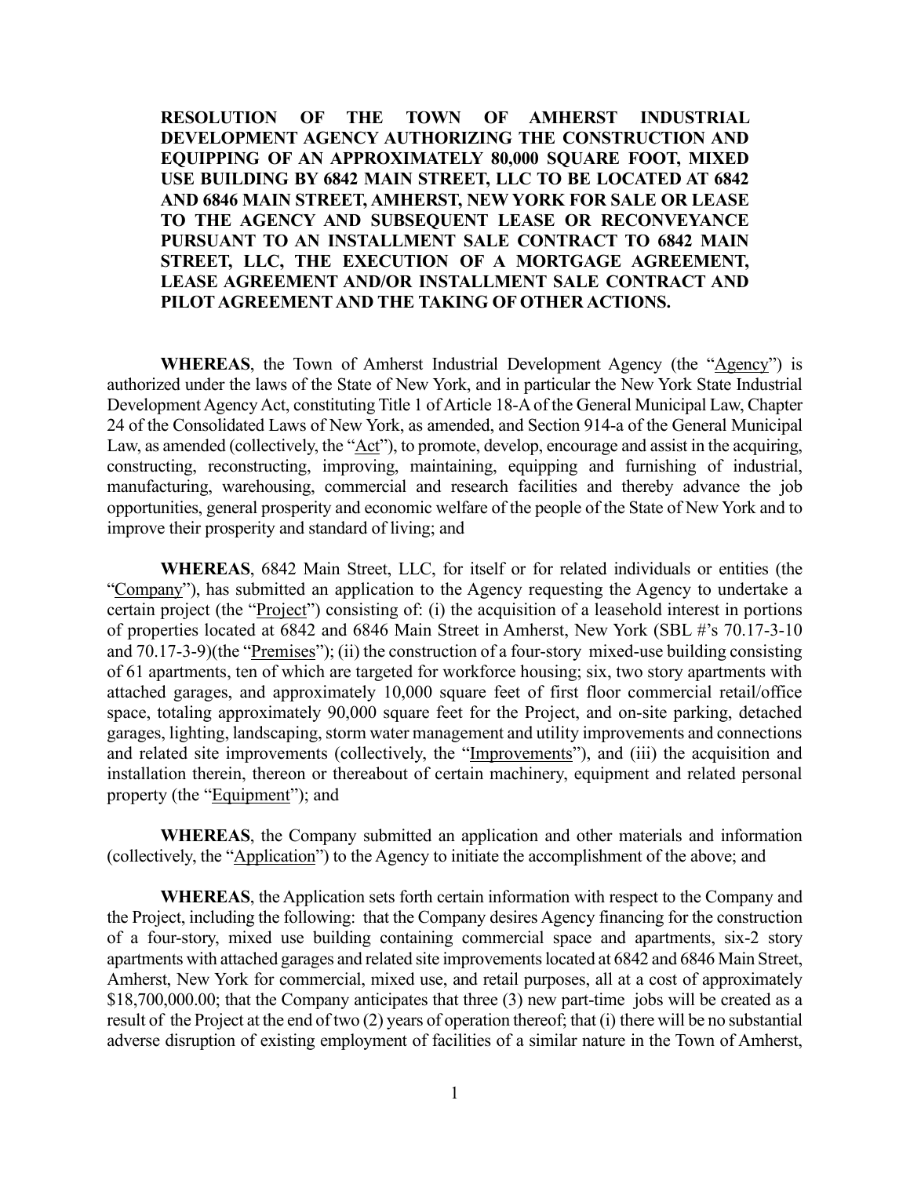**RESOLUTION OF THE TOWN OF AMHERST INDUSTRIAL DEVELOPMENT AGENCY AUTHORIZING THE CONSTRUCTION AND EQUIPPING OF AN APPROXIMATELY 80,000 SQUARE FOOT, MIXED USE BUILDING BY 6842 MAIN STREET, LLC TO BE LOCATED AT 6842 AND 6846 MAIN STREET, AMHERST, NEW YORK FOR SALE OR LEASE TO THE AGENCY AND SUBSEQUENT LEASE OR RECONVEYANCE PURSUANT TO AN INSTALLMENT SALE CONTRACT TO 6842 MAIN STREET, LLC, THE EXECUTION OF A MORTGAGE AGREEMENT, LEASE AGREEMENT AND/OR INSTALLMENT SALE CONTRACT AND PILOT AGREEMENT AND THE TAKING OF OTHER ACTIONS.**

**WHEREAS**, the Town of Amherst Industrial Development Agency (the "Agency") is authorized under the laws of the State of New York, and in particular the New York State Industrial Development Agency Act, constituting Title 1 of Article 18-A of the General Municipal Law, Chapter 24 of the Consolidated Laws of New York, as amended, and Section 914-a of the General Municipal Law, as amended (collectively, the "Act"), to promote, develop, encourage and assist in the acquiring, constructing, reconstructing, improving, maintaining, equipping and furnishing of industrial, manufacturing, warehousing, commercial and research facilities and thereby advance the job opportunities, general prosperity and economic welfare of the people of the State of New York and to improve their prosperity and standard of living; and

**WHEREAS**, 6842 Main Street, LLC, for itself or for related individuals or entities (the "Company"), has submitted an application to the Agency requesting the Agency to undertake a certain project (the "Project") consisting of: (i) the acquisition of a leasehold interest in portions of properties located at 6842 and 6846 Main Street in Amherst, New York (SBL #'s 70.17-3-10 and 70.17-3-9)(the "Premises"); (ii) the construction of a four-story mixed-use building consisting of 61 apartments, ten of which are targeted for workforce housing; six, two story apartments with attached garages, and approximately 10,000 square feet of first floor commercial retail/office space, totaling approximately 90,000 square feet for the Project, and on-site parking, detached garages, lighting, landscaping, storm water management and utility improvements and connections and related site improvements (collectively, the "Improvements"), and (iii) the acquisition and installation therein, thereon or thereabout of certain machinery, equipment and related personal property (the "Equipment"); and

**WHEREAS**, the Company submitted an application and other materials and information (collectively, the "Application") to the Agency to initiate the accomplishment of the above; and

**WHEREAS**, the Application sets forth certain information with respect to the Company and the Project, including the following: that the Company desires Agency financing for the construction of a four-story, mixed use building containing commercial space and apartments, six-2 story apartments with attached garages and related site improvements located at 6842 and 6846 Main Street, Amherst, New York for commercial, mixed use, and retail purposes, all at a cost of approximately $18,700,000.00; that the Company anticipates that three (3) new part-time jobs will be created as a result of the Project at the end of two (2) years of operation thereof; that (i) there will be no substantial adverse disruption of existing employment of facilities of a similar nature in the Town of Amherst,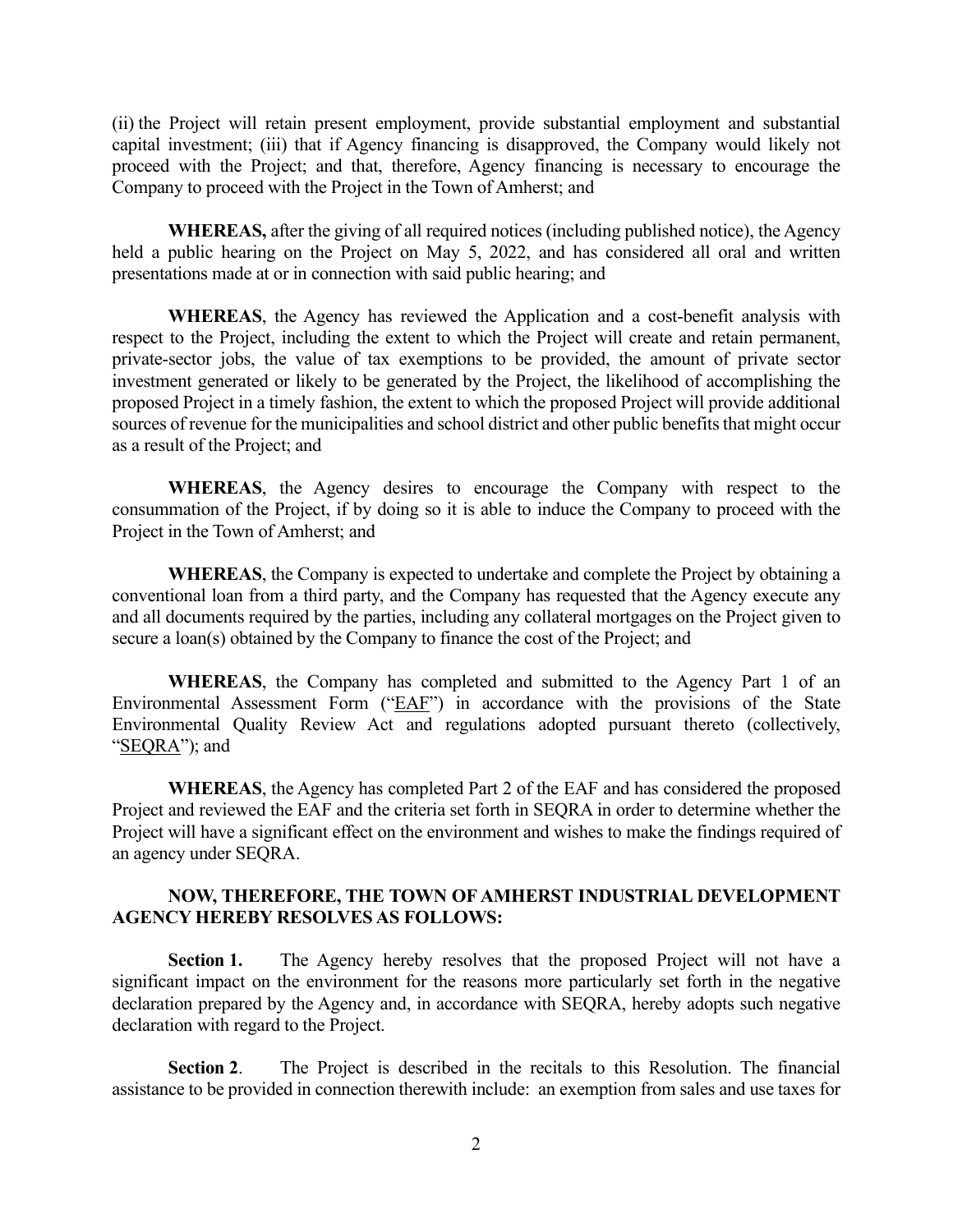(ii) the Project will retain present employment, provide substantial employment and substantial capital investment; (iii) that if Agency financing is disapproved, the Company would likely not proceed with the Project; and that, therefore, Agency financing is necessary to encourage the Company to proceed with the Project in the Town of Amherst; and

**WHEREAS,** after the giving of all required notices (including published notice), the Agency held a public hearing on the Project on May 5, 2022, and has considered all oral and written presentations made at or in connection with said public hearing; and

**WHEREAS**, the Agency has reviewed the Application and a cost-benefit analysis with respect to the Project, including the extent to which the Project will create and retain permanent, private-sector jobs, the value of tax exemptions to be provided, the amount of private sector investment generated or likely to be generated by the Project, the likelihood of accomplishing the proposed Project in a timely fashion, the extent to which the proposed Project will provide additional sources of revenue for the municipalities and school district and other public benefits that might occur as a result of the Project; and

**WHEREAS**, the Agency desires to encourage the Company with respect to the consummation of the Project, if by doing so it is able to induce the Company to proceed with the Project in the Town of Amherst; and

**WHEREAS**, the Company is expected to undertake and complete the Project by obtaining a conventional loan from a third party, and the Company has requested that the Agency execute any and all documents required by the parties, including any collateral mortgages on the Project given to secure a loan(s) obtained by the Company to finance the cost of the Project; and

**WHEREAS**, the Company has completed and submitted to the Agency Part 1 of an Environmental Assessment Form ("EAF") in accordance with the provisions of the State Environmental Quality Review Act and regulations adopted pursuant thereto (collectively, "SEQRA"); and

**WHEREAS**, the Agency has completed Part 2 of the EAF and has considered the proposed Project and reviewed the EAF and the criteria set forth in SEQRA in order to determine whether the Project will have a significant effect on the environment and wishes to make the findings required of an agency under SEQRA.

**NOW, THEREFORE, THE TOWN OF AMHERST INDUSTRIAL DEVELOPMENT AGENCY HEREBY RESOLVES AS FOLLOWS:**

**Section 1.** The Agency hereby resolves that the proposed Project will not have a significant impact on the environment for the reasons more particularly set forth in the negative declaration prepared by the Agency and, in accordance with SEQRA, hereby adopts such negative declaration with regard to the Project.

**Section 2**. The Project is described in the recitals to this Resolution. The financial assistance to be provided in connection therewith include: an exemption from sales and use taxes for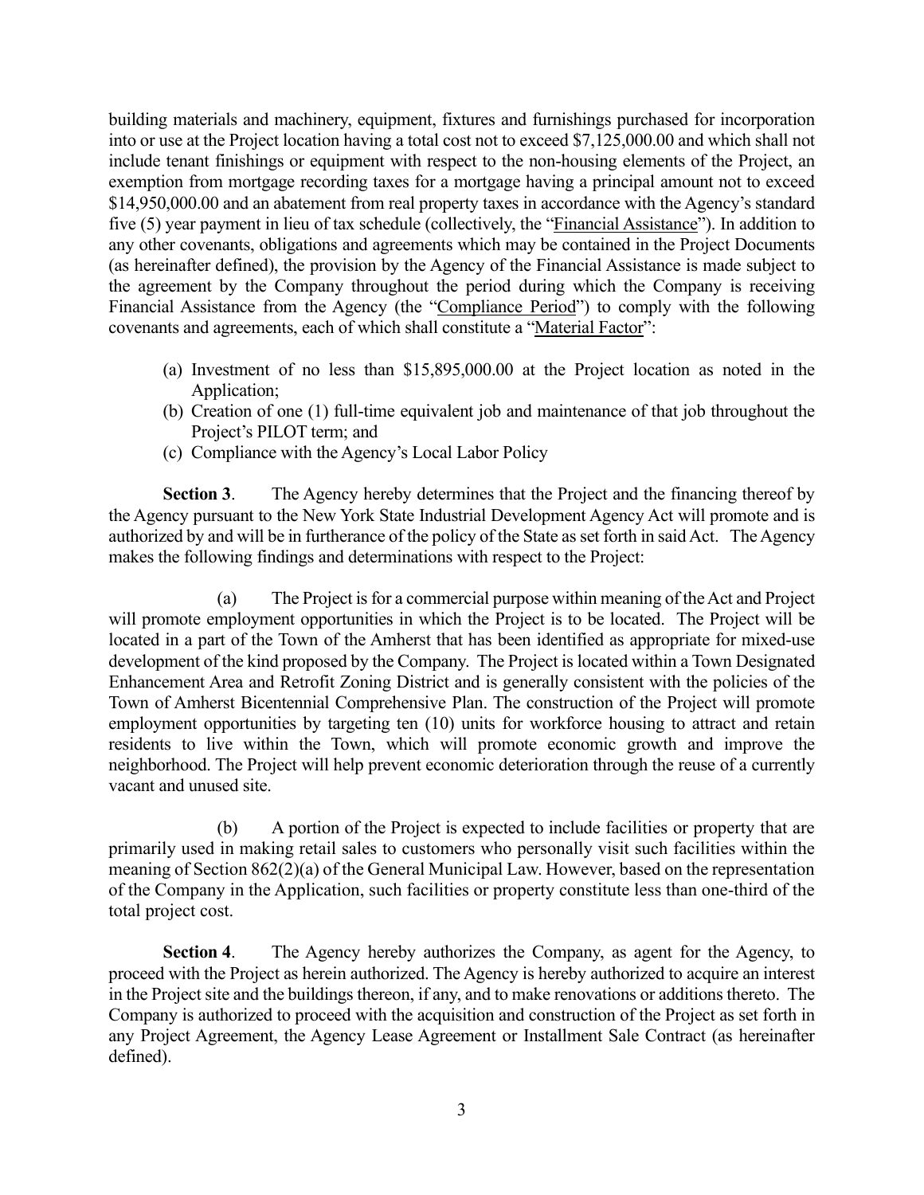building materials and machinery, equipment, fixtures and furnishings purchased for incorporation into or use at the Project location having a total cost not to exceed $7,125,000.00 and which shall not include tenant finishings or equipment with respect to the non-housing elements of the Project, an exemption from mortgage recording taxes for a mortgage having a principal amount not to exceed $14,950,000.00 and an abatement from real property taxes in accordance with the Agency's standard five (5) year payment in lieu of tax schedule (collectively, the "Financial Assistance"). In addition to any other covenants, obligations and agreements which may be contained in the Project Documents (as hereinafter defined), the provision by the Agency of the Financial Assistance is made subject to the agreement by the Company throughout the period during which the Company is receiving Financial Assistance from the Agency (the "Compliance Period") to comply with the following covenants and agreements, each of which shall constitute a "Material Factor":

(a) Investment of no less than $15,895,000.00 at the Project location as noted in the Application;
(b) Creation of one (1) full-time equivalent job and maintenance of that job throughout the Project's PILOT term; and
(c) Compliance with the Agency's Local Labor Policy

**Section 3**. The Agency hereby determines that the Project and the financing thereof by the Agency pursuant to the New York State Industrial Development Agency Act will promote and is authorized by and will be in furtherance of the policy of the State as set forth in said Act. The Agency makes the following findings and determinations with respect to the Project:

(a) The Project is for a commercial purpose within meaning of the Act and Project will promote employment opportunities in which the Project is to be located. The Project will be located in a part of the Town of the Amherst that has been identified as appropriate for mixed-use development of the kind proposed by the Company. The Project is located within a Town Designated Enhancement Area and Retrofit Zoning District and is generally consistent with the policies of the Town of Amherst Bicentennial Comprehensive Plan. The construction of the Project will promote employment opportunities by targeting ten (10) units for workforce housing to attract and retain residents to live within the Town, which will promote economic growth and improve the neighborhood. The Project will help prevent economic deterioration through the reuse of a currently vacant and unused site.

(b) A portion of the Project is expected to include facilities or property that are primarily used in making retail sales to customers who personally visit such facilities within the meaning of Section 862(2)(a) of the General Municipal Law. However, based on the representation of the Company in the Application, such facilities or property constitute less than one-third of the total project cost.

**Section 4**. The Agency hereby authorizes the Company, as agent for the Agency, to proceed with the Project as herein authorized. The Agency is hereby authorized to acquire an interest in the Project site and the buildings thereon, if any, and to make renovations or additions thereto. The Company is authorized to proceed with the acquisition and construction of the Project as set forth in any Project Agreement, the Agency Lease Agreement or Installment Sale Contract (as hereinafter defined).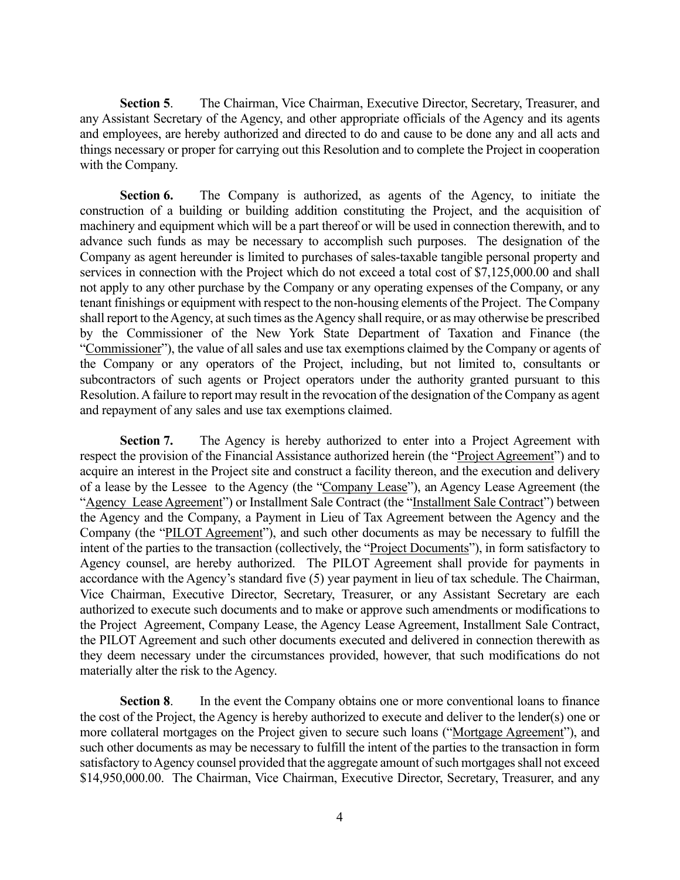**Section 5**. The Chairman, Vice Chairman, Executive Director, Secretary, Treasurer, and any Assistant Secretary of the Agency, and other appropriate officials of the Agency and its agents and employees, are hereby authorized and directed to do and cause to be done any and all acts and things necessary or proper for carrying out this Resolution and to complete the Project in cooperation with the Company.

**Section 6.** The Company is authorized, as agents of the Agency, to initiate the construction of a building or building addition constituting the Project, and the acquisition of machinery and equipment which will be a part thereof or will be used in connection therewith, and to advance such funds as may be necessary to accomplish such purposes. The designation of the Company as agent hereunder is limited to purchases of sales-taxable tangible personal property and services in connection with the Project which do not exceed a total cost of $7,125,000.00 and shall not apply to any other purchase by the Company or any operating expenses of the Company, or any tenant finishings or equipment with respect to the non-housing elements of the Project. The Company shall report to the Agency, at such times as the Agency shall require, or as may otherwise be prescribed by the Commissioner of the New York State Department of Taxation and Finance (the "Commissioner"), the value of all sales and use tax exemptions claimed by the Company or agents of the Company or any operators of the Project, including, but not limited to, consultants or subcontractors of such agents or Project operators under the authority granted pursuant to this Resolution. A failure to report may result in the revocation of the designation of the Company as agent and repayment of any sales and use tax exemptions claimed.

**Section 7.** The Agency is hereby authorized to enter into a Project Agreement with respect the provision of the Financial Assistance authorized herein (the "Project Agreement") and to acquire an interest in the Project site and construct a facility thereon, and the execution and delivery of a lease by the Lessee to the Agency (the "Company Lease"), an Agency Lease Agreement (the "Agency Lease Agreement") or Installment Sale Contract (the "Installment Sale Contract") between the Agency and the Company, a Payment in Lieu of Tax Agreement between the Agency and the Company (the "PILOT Agreement"), and such other documents as may be necessary to fulfill the intent of the parties to the transaction (collectively, the "Project Documents"), in form satisfactory to Agency counsel, are hereby authorized. The PILOT Agreement shall provide for payments in accordance with the Agency's standard five (5) year payment in lieu of tax schedule. The Chairman, Vice Chairman, Executive Director, Secretary, Treasurer, or any Assistant Secretary are each authorized to execute such documents and to make or approve such amendments or modifications to the Project Agreement, Company Lease, the Agency Lease Agreement, Installment Sale Contract, the PILOT Agreement and such other documents executed and delivered in connection therewith as they deem necessary under the circumstances provided, however, that such modifications do not materially alter the risk to the Agency.

**Section 8**. In the event the Company obtains one or more conventional loans to finance the cost of the Project, the Agency is hereby authorized to execute and deliver to the lender(s) one or more collateral mortgages on the Project given to secure such loans ("Mortgage Agreement"), and such other documents as may be necessary to fulfill the intent of the parties to the transaction in form satisfactory to Agency counsel provided that the aggregate amount of such mortgages shall not exceed $14,950,000.00. The Chairman, Vice Chairman, Executive Director, Secretary, Treasurer, and any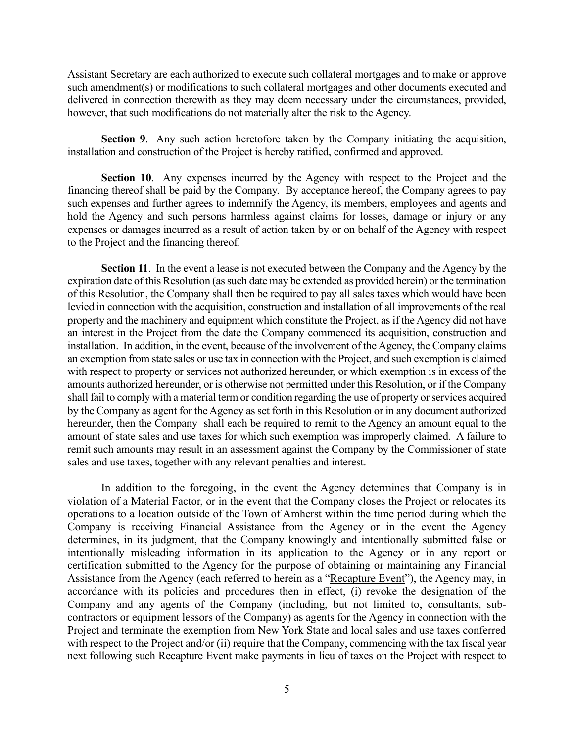Assistant Secretary are each authorized to execute such collateral mortgages and to make or approve such amendment(s) or modifications to such collateral mortgages and other documents executed and delivered in connection therewith as they may deem necessary under the circumstances, provided, however, that such modifications do not materially alter the risk to the Agency.

**Section 9**. Any such action heretofore taken by the Company initiating the acquisition, installation and construction of the Project is hereby ratified, confirmed and approved.

**Section 10**. Any expenses incurred by the Agency with respect to the Project and the financing thereof shall be paid by the Company. By acceptance hereof, the Company agrees to pay such expenses and further agrees to indemnify the Agency, its members, employees and agents and hold the Agency and such persons harmless against claims for losses, damage or injury or any expenses or damages incurred as a result of action taken by or on behalf of the Agency with respect to the Project and the financing thereof.

**Section 11**. In the event a lease is not executed between the Company and the Agency by the expiration date of this Resolution (as such date may be extended as provided herein) or the termination of this Resolution, the Company shall then be required to pay all sales taxes which would have been levied in connection with the acquisition, construction and installation of all improvements of the real property and the machinery and equipment which constitute the Project, as if the Agency did not have an interest in the Project from the date the Company commenced its acquisition, construction and installation. In addition, in the event, because of the involvement of the Agency, the Company claims an exemption from state sales or use tax in connection with the Project, and such exemption is claimed with respect to property or services not authorized hereunder, or which exemption is in excess of the amounts authorized hereunder, or is otherwise not permitted under this Resolution, or if the Company shall fail to comply with a material term or condition regarding the use of property or services acquired by the Company as agent for the Agency as set forth in this Resolution or in any document authorized hereunder, then the Company shall each be required to remit to the Agency an amount equal to the amount of state sales and use taxes for which such exemption was improperly claimed. A failure to remit such amounts may result in an assessment against the Company by the Commissioner of state sales and use taxes, together with any relevant penalties and interest.

In addition to the foregoing, in the event the Agency determines that Company is in violation of a Material Factor, or in the event that the Company closes the Project or relocates its operations to a location outside of the Town of Amherst within the time period during which the Company is receiving Financial Assistance from the Agency or in the event the Agency determines, in its judgment, that the Company knowingly and intentionally submitted false or intentionally misleading information in its application to the Agency or in any report or certification submitted to the Agency for the purpose of obtaining or maintaining any Financial Assistance from the Agency (each referred to herein as a "Recapture Event"), the Agency may, in accordance with its policies and procedures then in effect, (i) revoke the designation of the Company and any agents of the Company (including, but not limited to, consultants, sub-contractors or equipment lessors of the Company) as agents for the Agency in connection with the Project and terminate the exemption from New York State and local sales and use taxes conferred with respect to the Project and/or (ii) require that the Company, commencing with the tax fiscal year next following such Recapture Event make payments in lieu of taxes on the Project with respect to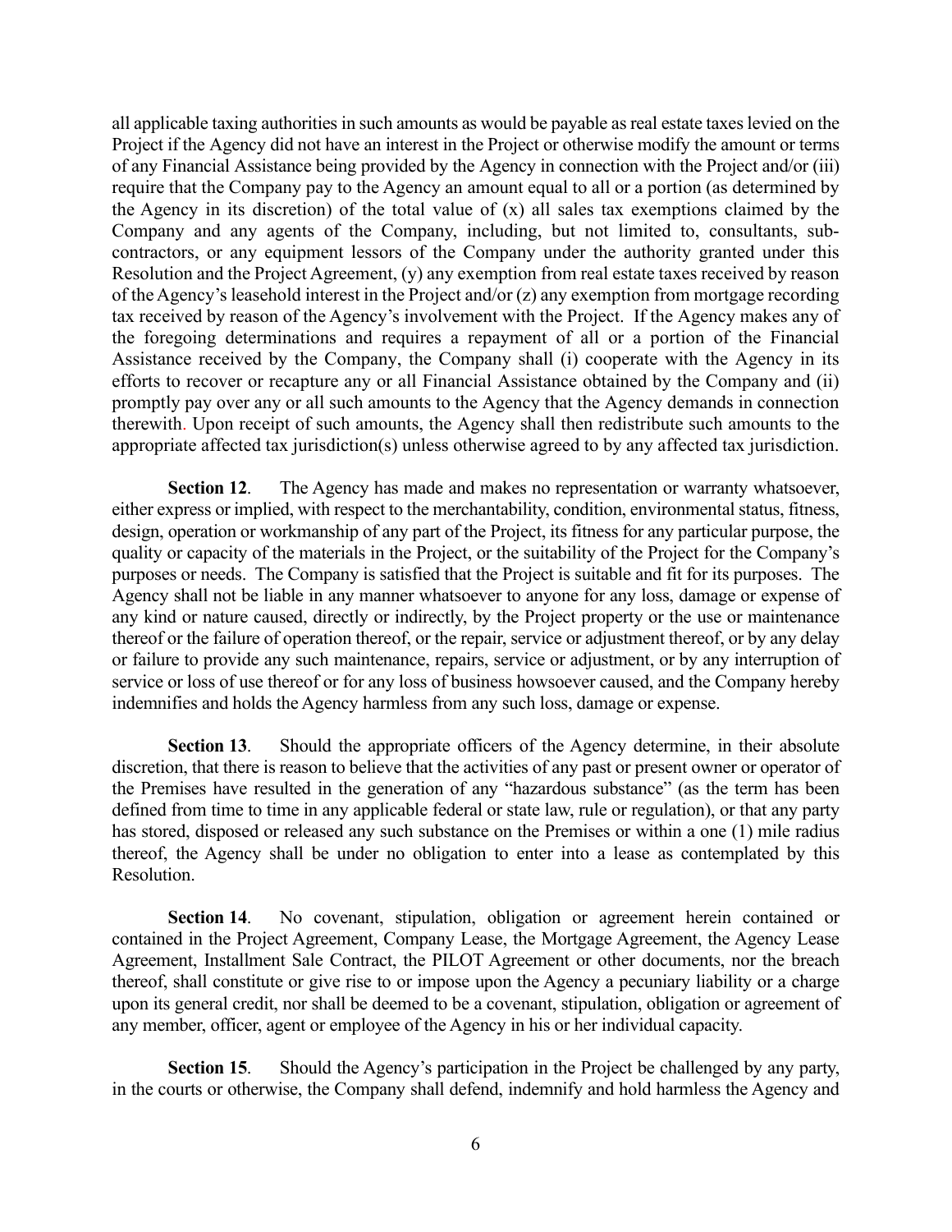all applicable taxing authorities in such amounts as would be payable as real estate taxes levied on the Project if the Agency did not have an interest in the Project or otherwise modify the amount or terms of any Financial Assistance being provided by the Agency in connection with the Project and/or (iii) require that the Company pay to the Agency an amount equal to all or a portion (as determined by the Agency in its discretion) of the total value of (x) all sales tax exemptions claimed by the Company and any agents of the Company, including, but not limited to, consultants, sub-contractors, or any equipment lessors of the Company under the authority granted under this Resolution and the Project Agreement, (y) any exemption from real estate taxes received by reason of the Agency's leasehold interest in the Project and/or (z) any exemption from mortgage recording tax received by reason of the Agency's involvement with the Project. If the Agency makes any of the foregoing determinations and requires a repayment of all or a portion of the Financial Assistance received by the Company, the Company shall (i) cooperate with the Agency in its efforts to recover or recapture any or all Financial Assistance obtained by the Company and (ii) promptly pay over any or all such amounts to the Agency that the Agency demands in connection therewith. Upon receipt of such amounts, the Agency shall then redistribute such amounts to the appropriate affected tax jurisdiction(s) unless otherwise agreed to by any affected tax jurisdiction.

**Section 12**. The Agency has made and makes no representation or warranty whatsoever, either express or implied, with respect to the merchantability, condition, environmental status, fitness, design, operation or workmanship of any part of the Project, its fitness for any particular purpose, the quality or capacity of the materials in the Project, or the suitability of the Project for the Company's purposes or needs. The Company is satisfied that the Project is suitable and fit for its purposes. The Agency shall not be liable in any manner whatsoever to anyone for any loss, damage or expense of any kind or nature caused, directly or indirectly, by the Project property or the use or maintenance thereof or the failure of operation thereof, or the repair, service or adjustment thereof, or by any delay or failure to provide any such maintenance, repairs, service or adjustment, or by any interruption of service or loss of use thereof or for any loss of business howsoever caused, and the Company hereby indemnifies and holds the Agency harmless from any such loss, damage or expense.

**Section 13**. Should the appropriate officers of the Agency determine, in their absolute discretion, that there is reason to believe that the activities of any past or present owner or operator of the Premises have resulted in the generation of any "hazardous substance" (as the term has been defined from time to time in any applicable federal or state law, rule or regulation), or that any party has stored, disposed or released any such substance on the Premises or within a one (1) mile radius thereof, the Agency shall be under no obligation to enter into a lease as contemplated by this Resolution.

**Section 14**. No covenant, stipulation, obligation or agreement herein contained or contained in the Project Agreement, Company Lease, the Mortgage Agreement, the Agency Lease Agreement, Installment Sale Contract, the PILOT Agreement or other documents, nor the breach thereof, shall constitute or give rise to or impose upon the Agency a pecuniary liability or a charge upon its general credit, nor shall be deemed to be a covenant, stipulation, obligation or agreement of any member, officer, agent or employee of the Agency in his or her individual capacity.

**Section 15**. Should the Agency's participation in the Project be challenged by any party, in the courts or otherwise, the Company shall defend, indemnify and hold harmless the Agency and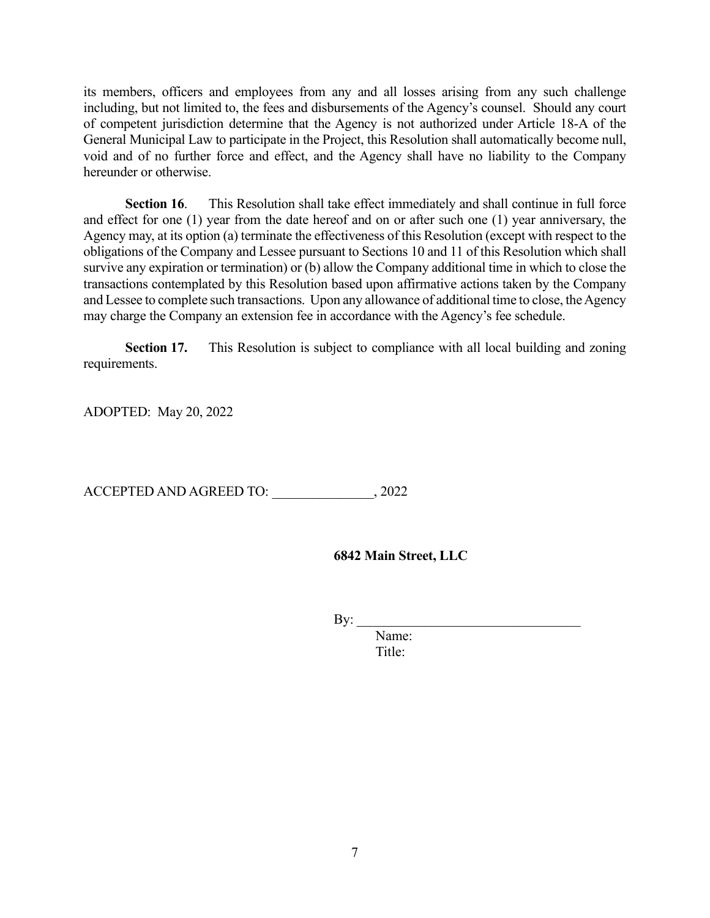its members, officers and employees from any and all losses arising from any such challenge including, but not limited to, the fees and disbursements of the Agency's counsel. Should any court of competent jurisdiction determine that the Agency is not authorized under Article 18-A of the General Municipal Law to participate in the Project, this Resolution shall automatically become null, void and of no further force and effect, and the Agency shall have no liability to the Company hereunder or otherwise.

**Section 16**. This Resolution shall take effect immediately and shall continue in full force and effect for one (1) year from the date hereof and on or after such one (1) year anniversary, the Agency may, at its option (a) terminate the effectiveness of this Resolution (except with respect to the obligations of the Company and Lessee pursuant to Sections 10 and 11 of this Resolution which shall survive any expiration or termination) or (b) allow the Company additional time in which to close the transactions contemplated by this Resolution based upon affirmative actions taken by the Company and Lessee to complete such transactions. Upon any allowance of additional time to close, the Agency may charge the Company an extension fee in accordance with the Agency's fee schedule.

**Section 17.** This Resolution is subject to compliance with all local building and zoning requirements.

ADOPTED: May 20, 2022

ACCEPTED AND AGREED TO: _______________, 2022

**6842 Main Street, LLC**

By: _________________________________
Name:
Title: